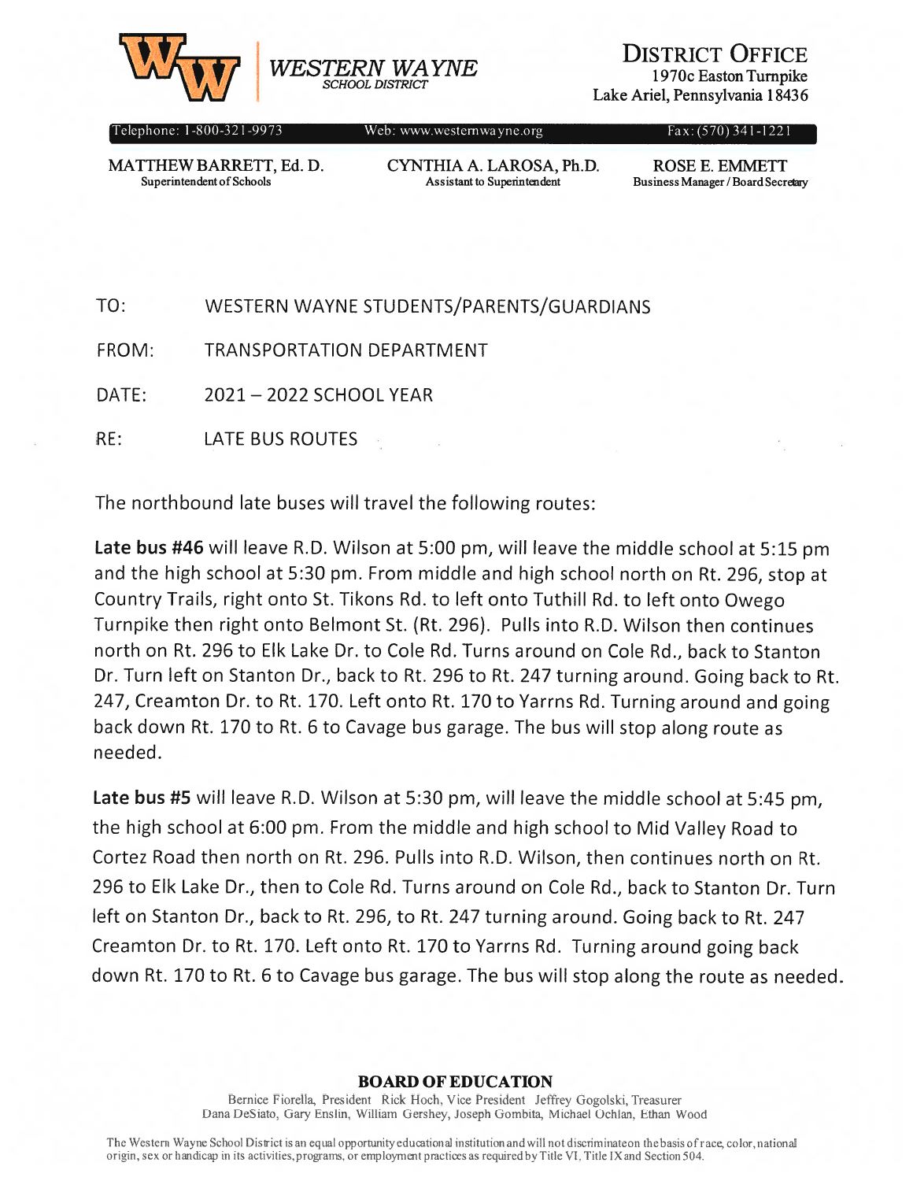**WESTERN WAYNE**
*SCHOOL DISTRICT*

**DISTRICT OFFICE**
1970c Easton Turnpike
Lake Ariel, Pennsylvania 18436

Telephone: 1-800-321-9973 | Web: www.westernwayne.org | Fax: (570) 341-1221

**MATTHEW BARRETT, Ed. D.**
Superintendent of Schools

**CYNTHIA A. LAROSA, Ph.D.**
Assistant to Superintendent

**ROSE E. EMMETT**
Business Manager / Board Secretary

TO: WESTERN WAYNE STUDENTS/PARENTS/GUARDIANS

FROM: TRANSPORTATION DEPARTMENT

DATE: 2021 – 2022 SCHOOL YEAR

RE: LATE BUS ROUTES

The northbound late buses will travel the following routes:

**Late bus #46** will leave R.D. Wilson at 5:00 pm, will leave the middle school at 5:15 pm and the high school at 5:30 pm. From middle and high school north on Rt. 296, stop at Country Trails, right onto St. Tikons Rd. to left onto Tuthill Rd. to left onto Owego Turnpike then right onto Belmont St. (Rt. 296). Pulls into R.D. Wilson then continues north on Rt. 296 to Elk Lake Dr. to Cole Rd. Turns around on Cole Rd., back to Stanton Dr. Turn left on Stanton Dr., back to Rt. 296 to Rt. 247 turning around. Going back to Rt. 247, Creamton Dr. to Rt. 170. Left onto Rt. 170 to Yarrns Rd. Turning around and going back down Rt. 170 to Rt. 6 to Cavage bus garage. The bus will stop along route as needed.

**Late bus #5** will leave R.D. Wilson at 5:30 pm, will leave the middle school at 5:45 pm, the high school at 6:00 pm. From the middle and high school to Mid Valley Road to Cortez Road then north on Rt. 296. Pulls into R.D. Wilson, then continues north on Rt. 296 to Elk Lake Dr., then to Cole Rd. Turns around on Cole Rd., back to Stanton Dr. Turn left on Stanton Dr., back to Rt. 296, to Rt. 247 turning around. Going back to Rt. 247 Creamton Dr. to Rt. 170. Left onto Rt. 170 to Yarrns Rd. Turning around going back down Rt. 170 to Rt. 6 to Cavage bus garage. The bus will stop along the route as needed.

**BOARD OF EDUCATION**

Bernice Fiorella, President Rick Hoch, Vice President Jeffrey Gogolski, Treasurer
Dana DeSiato, Gary Enslin, William Gershey, Joseph Gombita, Michael Ochlan, Ethan Wood

The Western Wayne School District is an equal opportunity educational institution and will not discriminate on the basis of race, color, national origin, sex or handicap in its activities, programs, or employment practices as required by Title VI, Title IX and Section 504.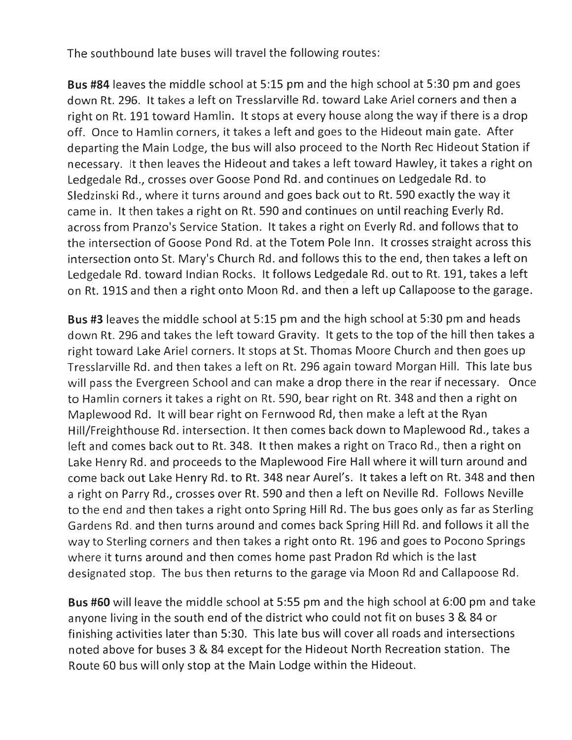The southbound late buses will travel the following routes:

**Bus #84** leaves the middle school at 5:15 pm and the high school at 5:30 pm and goes down Rt. 296. It takes a left on Tresslarville Rd. toward Lake Ariel corners and then a right on Rt. 191 toward Hamlin. It stops at every house along the way if there is a drop off. Once to Hamlin corners, it takes a left and goes to the Hideout main gate. After departing the Main Lodge, the bus will also proceed to the North Rec Hideout Station if necessary. It then leaves the Hideout and takes a left toward Hawley, it takes a right on Ledgedale Rd., crosses over Goose Pond Rd. and continues on Ledgedale Rd. to Sledzinski Rd., where it turns around and goes back out to Rt. 590 exactly the way it came in. It then takes a right on Rt. 590 and continues on until reaching Everly Rd. across from Pranzo's Service Station. It takes a right on Everly Rd. and follows that to the intersection of Goose Pond Rd. at the Totem Pole Inn. It crosses straight across this intersection onto St. Mary's Church Rd. and follows this to the end, then takes a left on Ledgedale Rd. toward Indian Rocks. It follows Ledgedale Rd. out to Rt. 191, takes a left on Rt. 191S and then a right onto Moon Rd. and then a left up Callapoose to the garage.

**Bus #3** leaves the middle school at 5:15 pm and the high school at 5:30 pm and heads down Rt. 296 and takes the left toward Gravity. It gets to the top of the hill then takes a right toward Lake Ariel corners. It stops at St. Thomas Moore Church and then goes up Tresslarville Rd. and then takes a left on Rt. 296 again toward Morgan Hill. This late bus will pass the Evergreen School and can make a drop there in the rear if necessary. Once to Hamlin corners it takes a right on Rt. 590, bear right on Rt. 348 and then a right on Maplewood Rd. It will bear right on Fernwood Rd, then make a left at the Ryan Hill/Freighthouse Rd. intersection. It then comes back down to Maplewood Rd., takes a left and comes back out to Rt. 348. It then makes a right on Traco Rd., then a right on Lake Henry Rd. and proceeds to the Maplewood Fire Hall where it will turn around and come back out Lake Henry Rd. to Rt. 348 near Aurel's. It takes a left on Rt. 348 and then a right on Parry Rd., crosses over Rt. 590 and then a left on Neville Rd. Follows Neville to the end and then takes a right onto Spring Hill Rd. The bus goes only as far as Sterling Gardens Rd. and then turns around and comes back Spring Hill Rd. and follows it all the way to Sterling corners and then takes a right onto Rt. 196 and goes to Pocono Springs where it turns around and then comes home past Pradon Rd which is the last designated stop. The bus then returns to the garage via Moon Rd and Callapoose Rd.

**Bus #60** will leave the middle school at 5:55 pm and the high school at 6:00 pm and take anyone living in the south end of the district who could not fit on buses 3 & 84 or finishing activities later than 5:30. This late bus will cover all roads and intersections noted above for buses 3 & 84 except for the Hideout North Recreation station. The Route 60 bus will only stop at the Main Lodge within the Hideout.